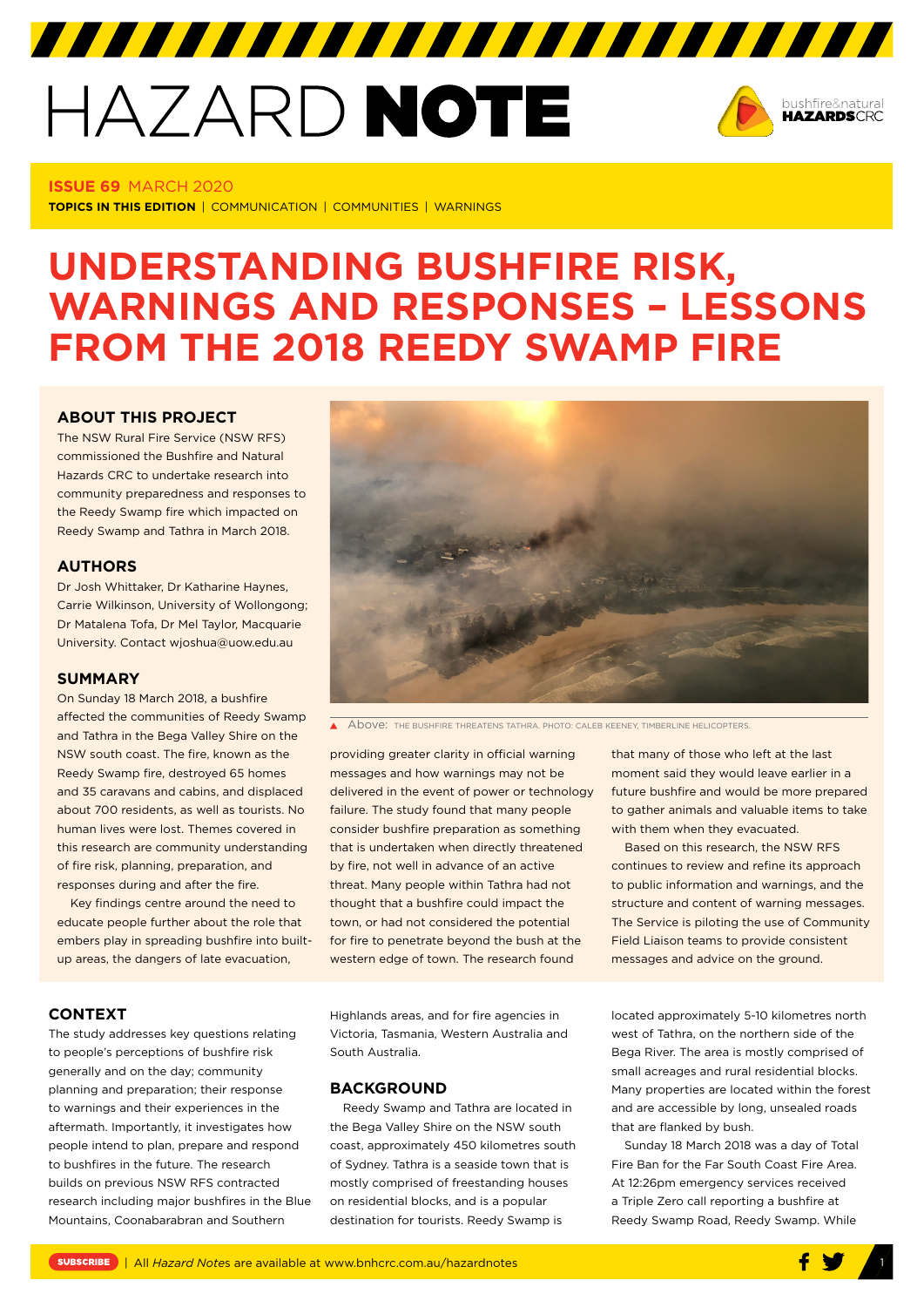# HAZARD NOTE

**ISSUE 69** MARCH 2020

**TOPICS IN THIS EDITION** | COMMUNICATION | COMMUNITIES | WARNINGS

# UNDERSTANDING BUSHFIRE RISK, WARNINGS AND RESPONSES – LESSONS FROM THE 2018 REEDY SWAMP FIRE

## ABOUT THIS PROJECT

The NSW Rural Fire Service (NSW RFS) commissioned the Bushfire and Natural Hazards CRC to undertake research into community preparedness and responses to the Reedy Swamp fire which impacted on Reedy Swamp and Tathra in March 2018.

## AUTHORS

Dr Josh Whittaker, Dr Katharine Haynes, Carrie Wilkinson, University of Wollongong; Dr Matalena Tofa, Dr Mel Taylor, Macquarie University. Contact wjoshua@uow.edu.au

## SUMMARY

On Sunday 18 March 2018, a bushfire affected the communities of Reedy Swamp and Tathra in the Bega Valley Shire on the NSW south coast. The fire, known as the Reedy Swamp fire, destroyed 65 homes and 35 caravans and cabins, and displaced about 700 residents, as well as tourists. No human lives were lost. Themes covered in this research are community understanding of fire risk, planning, preparation, and responses during and after the fire.

Key findings centre around the need to educate people further about the role that embers play in spreading bushfire into built-up areas, the dangers of late evacuation, providing greater clarity in official warning messages and how warnings may not be delivered in the event of power or technology failure. The study found that many people consider bushfire preparation as something that is undertaken when directly threatened by fire, not well in advance of an active threat. Many people within Tathra had not thought that a bushfire could impact the town, or had not considered the potential for fire to penetrate beyond the bush at the western edge of town. The research found that many of those who left at the last moment said they would leave earlier in a future bushfire and would be more prepared to gather animals and valuable items to take with them when they evacuated.

Based on this research, the NSW RFS continues to review and refine its approach to public information and warnings, and the structure and content of warning messages. The Service is piloting the use of Community Field Liaison teams to provide consistent messages and advice on the ground.

Above: THE BUSHFIRE THREATENS TATHRA. PHOTO: CALEB KEENEY, TIMBERLINE HELICOPTERS.

## CONTEXT

The study addresses key questions relating to people's perceptions of bushfire risk generally and on the day; community planning and preparation; their response to warnings and their experiences in the aftermath. Importantly, it investigates how people intend to plan, prepare and respond to bushfires in the future. The research builds on previous NSW RFS contracted research including major bushfires in the Blue Mountains, Coonabarabran and Southern Highlands areas, and for fire agencies in Victoria, Tasmania, Western Australia and South Australia.

## BACKGROUND

Reedy Swamp and Tathra are located in the Bega Valley Shire on the NSW south coast, approximately 450 kilometres south of Sydney. Tathra is a seaside town that is mostly comprised of freestanding houses on residential blocks, and is a popular destination for tourists. Reedy Swamp is located approximately 5-10 kilometres north west of Tathra, on the northern side of the Bega River. The area is mostly comprised of small acreages and rural residential blocks. Many properties are located within the forest and are accessible by long, unsealed roads that are flanked by bush.

Sunday 18 March 2018 was a day of Total Fire Ban for the Far South Coast Fire Area. At 12:26pm emergency services received a Triple Zero call reporting a bushfire at Reedy Swamp Road, Reedy Swamp. While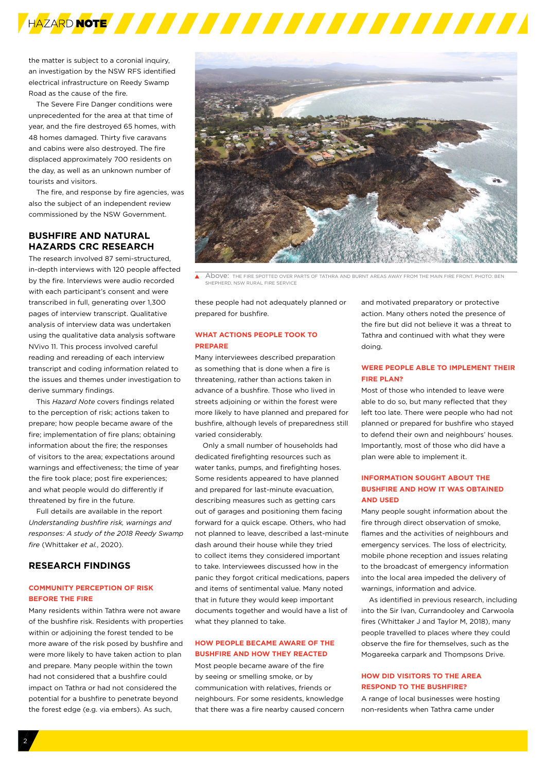the matter is subject to a coronial inquiry, an investigation by the NSW RFS identified electrical infrastructure on Reedy Swamp Road as the cause of the fire.

The Severe Fire Danger conditions were unprecedented for the area at that time of year, and the fire destroyed 65 homes, with 48 homes damaged. Thirty five caravans and cabins were also destroyed. The fire displaced approximately 700 residents on the day, as well as an unknown number of tourists and visitors.

The fire, and response by fire agencies, was also the subject of an independent review commissioned by the NSW Government.

## BUSHFIRE AND NATURAL HAZARDS CRC RESEARCH

The research involved 87 semi-structured, in-depth interviews with 120 people affected by the fire. Interviews were audio recorded with each participant's consent and were transcribed in full, generating over 1,300 pages of interview transcript. Qualitative analysis of interview data was undertaken using the qualitative data analysis software NVivo 11. This process involved careful reading and rereading of each interview transcript and coding information related to the issues and themes under investigation to derive summary findings.

This *Hazard Note* covers findings related to the perception of risk; actions taken to prepare; how people became aware of the fire; implementation of fire plans; obtaining information about the fire; the responses of visitors to the area; expectations around warnings and effectiveness; the time of year the fire took place; post fire experiences; and what people would do differently if threatened by fire in the future.

Full details are available in the report *Understanding bushfire risk, warnings and responses: A study of the 2018 Reedy Swamp fire* (Whittaker *et al.*, 2020).

## RESEARCH FINDINGS

### COMMUNITY PERCEPTION OF RISK BEFORE THE FIRE

Many residents within Tathra were not aware of the bushfire risk. Residents with properties within or adjoining the forest tended to be more aware of the risk posed by bushfire and were more likely to have taken action to plan and prepare. Many people within the town had not considered that a bushfire could impact on Tathra or had not considered the potential for a bushfire to penetrate beyond the forest edge (e.g. via embers). As such, these people had not adequately planned or prepared for bushfire.

Above: THE FIRE SPOTTED OVER PARTS OF TATHRA AND BURNT AREAS AWAY FROM THE MAIN FIRE FRONT. PHOTO: BEN SHEPHERD, NSW RURAL FIRE SERVICE

### WHAT ACTIONS PEOPLE TOOK TO PREPARE

Many interviewees described preparation as something that is done when a fire is threatening, rather than actions taken in advance of a bushfire. Those who lived in streets adjoining or within the forest were more likely to have planned and prepared for bushfire, although levels of preparedness still varied considerably.

Only a small number of households had dedicated firefighting resources such as water tanks, pumps, and firefighting hoses. Some residents appeared to have planned and prepared for last-minute evacuation, describing measures such as getting cars out of garages and positioning them facing forward for a quick escape. Others, who had not planned to leave, described a last-minute dash around their house while they tried to collect items they considered important to take. Interviewees discussed how in the panic they forgot critical medications, papers and items of sentimental value. Many noted that in future they would keep important documents together and would have a list of what they planned to take.

### HOW PEOPLE BECAME AWARE OF THE BUSHFIRE AND HOW THEY REACTED

Most people became aware of the fire by seeing or smelling smoke, or by communication with relatives, friends or neighbours. For some residents, knowledge that there was a fire nearby caused concern and motivated preparatory or protective action. Many others noted the presence of the fire but did not believe it was a threat to Tathra and continued with what they were doing.

### WERE PEOPLE ABLE TO IMPLEMENT THEIR FIRE PLAN?

Most of those who intended to leave were able to do so, but many reflected that they left too late. There were people who had not planned or prepared for bushfire who stayed to defend their own and neighbours' houses. Importantly, most of those who did have a plan were able to implement it.

### INFORMATION SOUGHT ABOUT THE BUSHFIRE AND HOW IT WAS OBTAINED AND USED

Many people sought information about the fire through direct observation of smoke, flames and the activities of neighbours and emergency services. The loss of electricity, mobile phone reception and issues relating to the broadcast of emergency information into the local area impeded the delivery of warnings, information and advice.

As identified in previous research, including into the Sir Ivan, Currandooley and Carwoola fires (Whittaker J and Taylor M, 2018), many people travelled to places where they could observe the fire for themselves, such as the Mogareeka carpark and Thompsons Drive.

### HOW DID VISITORS TO THE AREA RESPOND TO THE BUSHFIRE?

A range of local businesses were hosting non-residents when Tathra came under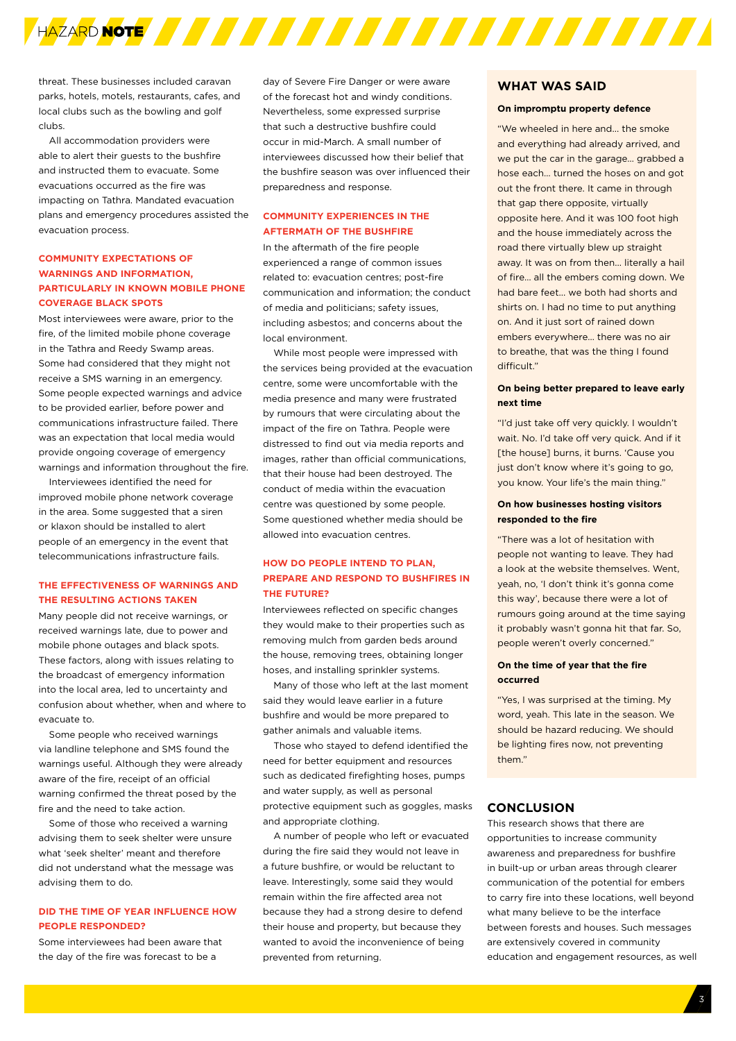threat. These businesses included caravan parks, hotels, motels, restaurants, cafes, and local clubs such as the bowling and golf clubs.

All accommodation providers were able to alert their guests to the bushfire and instructed them to evacuate. Some evacuations occurred as the fire was impacting on Tathra. Mandated evacuation plans and emergency procedures assisted the evacuation process.

### COMMUNITY EXPECTATIONS OF WARNINGS AND INFORMATION, PARTICULARLY IN KNOWN MOBILE PHONE COVERAGE BLACK SPOTS

Most interviewees were aware, prior to the fire, of the limited mobile phone coverage in the Tathra and Reedy Swamp areas. Some had considered that they might not receive a SMS warning in an emergency. Some people expected warnings and advice to be provided earlier, before power and communications infrastructure failed. There was an expectation that local media would provide ongoing coverage of emergency warnings and information throughout the fire.

Interviewees identified the need for improved mobile phone network coverage in the area. Some suggested that a siren or klaxon should be installed to alert people of an emergency in the event that telecommunications infrastructure fails.

### THE EFFECTIVENESS OF WARNINGS AND THE RESULTING ACTIONS TAKEN

Many people did not receive warnings, or received warnings late, due to power and mobile phone outages and black spots. These factors, along with issues relating to the broadcast of emergency information into the local area, led to uncertainty and confusion about whether, when and where to evacuate to.

Some people who received warnings via landline telephone and SMS found the warnings useful. Although they were already aware of the fire, receipt of an official warning confirmed the threat posed by the fire and the need to take action.

Some of those who received a warning advising them to seek shelter were unsure what 'seek shelter' meant and therefore did not understand what the message was advising them to do.

### DID THE TIME OF YEAR INFLUENCE HOW PEOPLE RESPONDED?

Some interviewees had been aware that the day of the fire was forecast to be a day of Severe Fire Danger or were aware of the forecast hot and windy conditions. Nevertheless, some expressed surprise that such a destructive bushfire could occur in mid-March. A small number of interviewees discussed how their belief that the bushfire season was over influenced their preparedness and response.

### COMMUNITY EXPERIENCES IN THE AFTERMATH OF THE BUSHFIRE

In the aftermath of the fire people experienced a range of common issues related to: evacuation centres; post-fire communication and information; the conduct of media and politicians; safety issues, including asbestos; and concerns about the local environment.

While most people were impressed with the services being provided at the evacuation centre, some were uncomfortable with the media presence and many were frustrated by rumours that were circulating about the impact of the fire on Tathra. People were distressed to find out via media reports and images, rather than official communications, that their house had been destroyed. The conduct of media within the evacuation centre was questioned by some people. Some questioned whether media should be allowed into evacuation centres.

### HOW DO PEOPLE INTEND TO PLAN, PREPARE AND RESPOND TO BUSHFIRES IN THE FUTURE?

Interviewees reflected on specific changes they would make to their properties such as removing mulch from garden beds around the house, removing trees, obtaining longer hoses, and installing sprinkler systems.

Many of those who left at the last moment said they would leave earlier in a future bushfire and would be more prepared to gather animals and valuable items.

Those who stayed to defend identified the need for better equipment and resources such as dedicated firefighting hoses, pumps and water supply, as well as personal protective equipment such as goggles, masks and appropriate clothing.

A number of people who left or evacuated during the fire said they would not leave in a future bushfire, or would be reluctant to leave. Interestingly, some said they would remain within the fire affected area not because they had a strong desire to defend their house and property, but because they wanted to avoid the inconvenience of being prevented from returning.

## WHAT WAS SAID

**On impromptu property defence**

"We wheeled in here and… the smoke and everything had already arrived, and we put the car in the garage… grabbed a hose each… turned the hoses on and got out the front there. It came in through that gap there opposite, virtually opposite here. And it was 100 foot high and the house immediately across the road there virtually blew up straight away. It was on from then… literally a hail of fire… all the embers coming down. We had bare feet… we both had shorts and shirts on. I had no time to put anything on. And it just sort of rained down embers everywhere… there was no air to breathe, that was the thing I found difficult."

**On being better prepared to leave early next time**

"I'd just take off very quickly. I wouldn't wait. No. I'd take off very quick. And if it [the house] burns, it burns. 'Cause you just don't know where it's going to go, you know. Your life's the main thing."

**On how businesses hosting visitors responded to the fire**

"There was a lot of hesitation with people not wanting to leave. They had a look at the website themselves. Went, yeah, no, 'I don't think it's gonna come this way', because there were a lot of rumours going around at the time saying it probably wasn't gonna hit that far. So, people weren't overly concerned."

**On the time of year that the fire occurred**

"Yes, I was surprised at the timing. My word, yeah. This late in the season. We should be hazard reducing. We should be lighting fires now, not preventing them."

## CONCLUSION

This research shows that there are opportunities to increase community awareness and preparedness for bushfire in built-up or urban areas through clearer communication of the potential for embers to carry fire into these locations, well beyond what many believe to be the interface between forests and houses. Such messages are extensively covered in community education and engagement resources, as well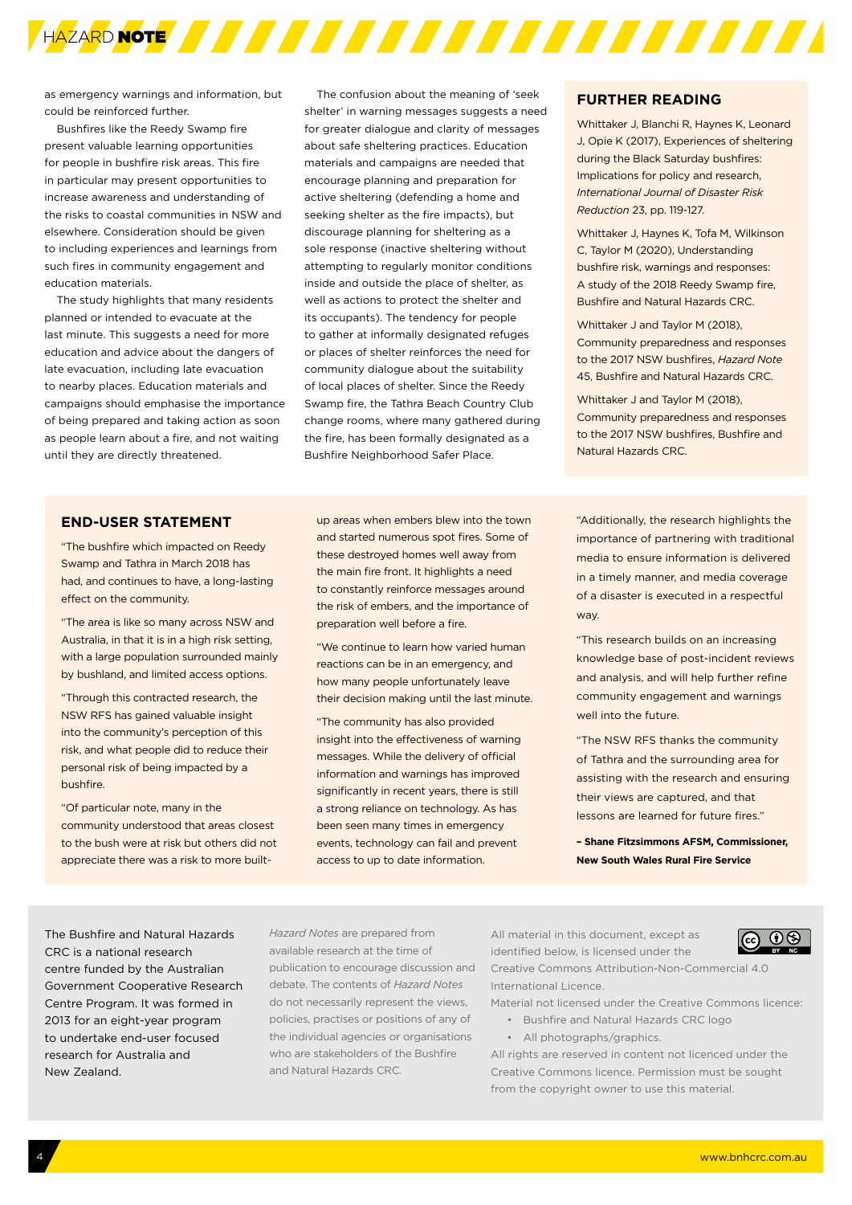as emergency warnings and information, but could be reinforced further.

Bushfires like the Reedy Swamp fire present valuable learning opportunities for people in bushfire risk areas. This fire in particular may present opportunities to increase awareness and understanding of the risks to coastal communities in NSW and elsewhere. Consideration should be given to including experiences and learnings from such fires in community engagement and education materials.

The study highlights that many residents planned or intended to evacuate at the last minute. This suggests a need for more education and advice about the dangers of late evacuation, including late evacuation to nearby places. Education materials and campaigns should emphasise the importance of being prepared and taking action as soon as people learn about a fire, and not waiting until they are directly threatened.

The confusion about the meaning of 'seek shelter' in warning messages suggests a need for greater dialogue and clarity of messages about safe sheltering practices. Education materials and campaigns are needed that encourage planning and preparation for active sheltering (defending a home and seeking shelter as the fire impacts), but discourage planning for sheltering as a sole response (inactive sheltering without attempting to regularly monitor conditions inside and outside the place of shelter, as well as actions to protect the shelter and its occupants). The tendency for people to gather at informally designated refuges or places of shelter reinforces the need for community dialogue about the suitability of local places of shelter. Since the Reedy Swamp fire, the Tathra Beach Country Club change rooms, where many gathered during the fire, has been formally designated as a Bushfire Neighborhood Safer Place.

## FURTHER READING

Whittaker J, Blanchi R, Haynes K, Leonard J, Opie K (2017), Experiences of sheltering during the Black Saturday bushfires: Implications for policy and research, *International Journal of Disaster Risk Reduction* 23, pp. 119-127.

Whittaker J, Haynes K, Tofa M, Wilkinson C, Taylor M (2020), Understanding bushfire risk, warnings and responses: A study of the 2018 Reedy Swamp fire, Bushfire and Natural Hazards CRC.

Whittaker J and Taylor M (2018), Community preparedness and responses to the 2017 NSW bushfires, *Hazard Note* 45, Bushfire and Natural Hazards CRC.

Whittaker J and Taylor M (2018), Community preparedness and responses to the 2017 NSW bushfires, Bushfire and Natural Hazards CRC.

## END-USER STATEMENT

"The bushfire which impacted on Reedy Swamp and Tathra in March 2018 has had, and continues to have, a long-lasting effect on the community.

"The area is like so many across NSW and Australia, in that it is in a high risk setting, with a large population surrounded mainly by bushland, and limited access options.

"Through this contracted research, the NSW RFS has gained valuable insight into the community's perception of this risk, and what people did to reduce their personal risk of being impacted by a bushfire.

"Of particular note, many in the community understood that areas closest to the bush were at risk but others did not appreciate there was a risk to more built-up areas when embers blew into the town and started numerous spot fires. Some of these destroyed homes well away from the main fire front. It highlights a need to constantly reinforce messages around the risk of embers, and the importance of preparation well before a fire.

"We continue to learn how varied human reactions can be in an emergency, and how many people unfortunately leave their decision making until the last minute.

"The community has also provided insight into the effectiveness of warning messages. While the delivery of official information and warnings has improved significantly in recent years, there is still a strong reliance on technology. As has been seen many times in emergency events, technology can fail and prevent access to up to date information.

"Additionally, the research highlights the importance of partnering with traditional media to ensure information is delivered in a timely manner, and media coverage of a disaster is executed in a respectful way.

"This research builds on an increasing knowledge base of post-incident reviews and analysis, and will help further refine community engagement and warnings well into the future.

"The NSW RFS thanks the community of Tathra and the surrounding area for assisting with the research and ensuring their views are captured, and that lessons are learned for future fires."

**– Shane Fitzsimmons AFSM, Commissioner, New South Wales Rural Fire Service**

The Bushfire and Natural Hazards CRC is a national research centre funded by the Australian Government Cooperative Research Centre Program. It was formed in 2013 for an eight-year program to undertake end-user focused research for Australia and New Zealand.

*Hazard Notes* are prepared from available research at the time of publication to encourage discussion and debate. The contents of *Hazard Notes* do not necessarily represent the views, policies, practises or positions of any of the individual agencies or organisations who are stakeholders of the Bushfire and Natural Hazards CRC.

All material in this document, except as identified below, is licensed under the Creative Commons Attribution-Non-Commercial 4.0 International Licence.

Material not licensed under the Creative Commons licence:

- Bushfire and Natural Hazards CRC logo
- All photographs/graphics.

All rights are reserved in content not licenced under the Creative Commons licence. Permission must be sought from the copyright owner to use this material.